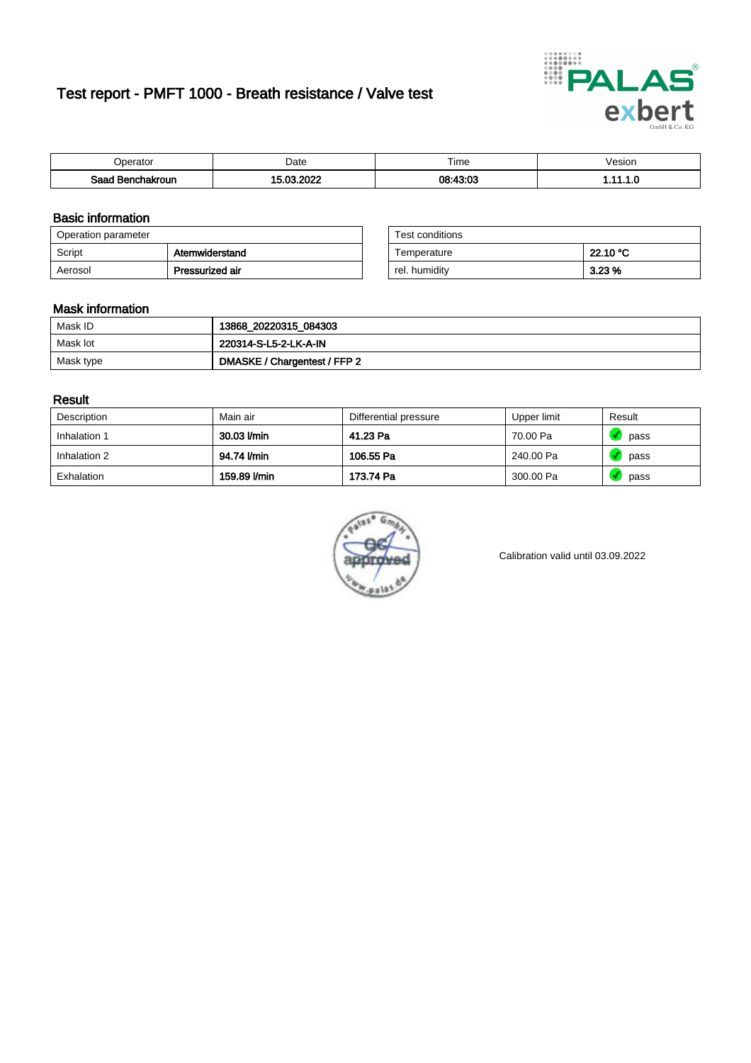# Test report - PMFT 1000 - Breath resistance / Valve test

| Operator | Date | Time | Vesion |
|---|---|---|---|
| Saad Benchakroun | 15.03.2022 | 08:43:03 | 1.11.1.0 |

## Basic information

| Operation parameter | |
|---|---|
| Script | Atemwiderstand |
| Aerosol | Pressurized air |

| Test conditions | |
|---|---|
| Temperature | 22.10 °C |
| rel. humidity | 3.23 % |

## Mask information

| | |
|---|---|
| Mask ID | 13868_20220315_084303 |
| Mask lot | 220314-S-L5-2-LK-A-IN |
| Mask type | DMASKE / Chargentest / FFP 2 |

## Result

| Description | Main air | Differential pressure | Upper limit | Result |
|---|---|---|---|---|
| Inhalation 1 | 30.03 l/min | 41.23 Pa | 70.00 Pa | pass |
| Inhalation 2 | 94.74 l/min | 106.55 Pa | 240.00 Pa | pass |
| Exhalation | 159.89 l/min | 173.74 Pa | 300.00 Pa | pass |

Calibration valid until 03.09.2022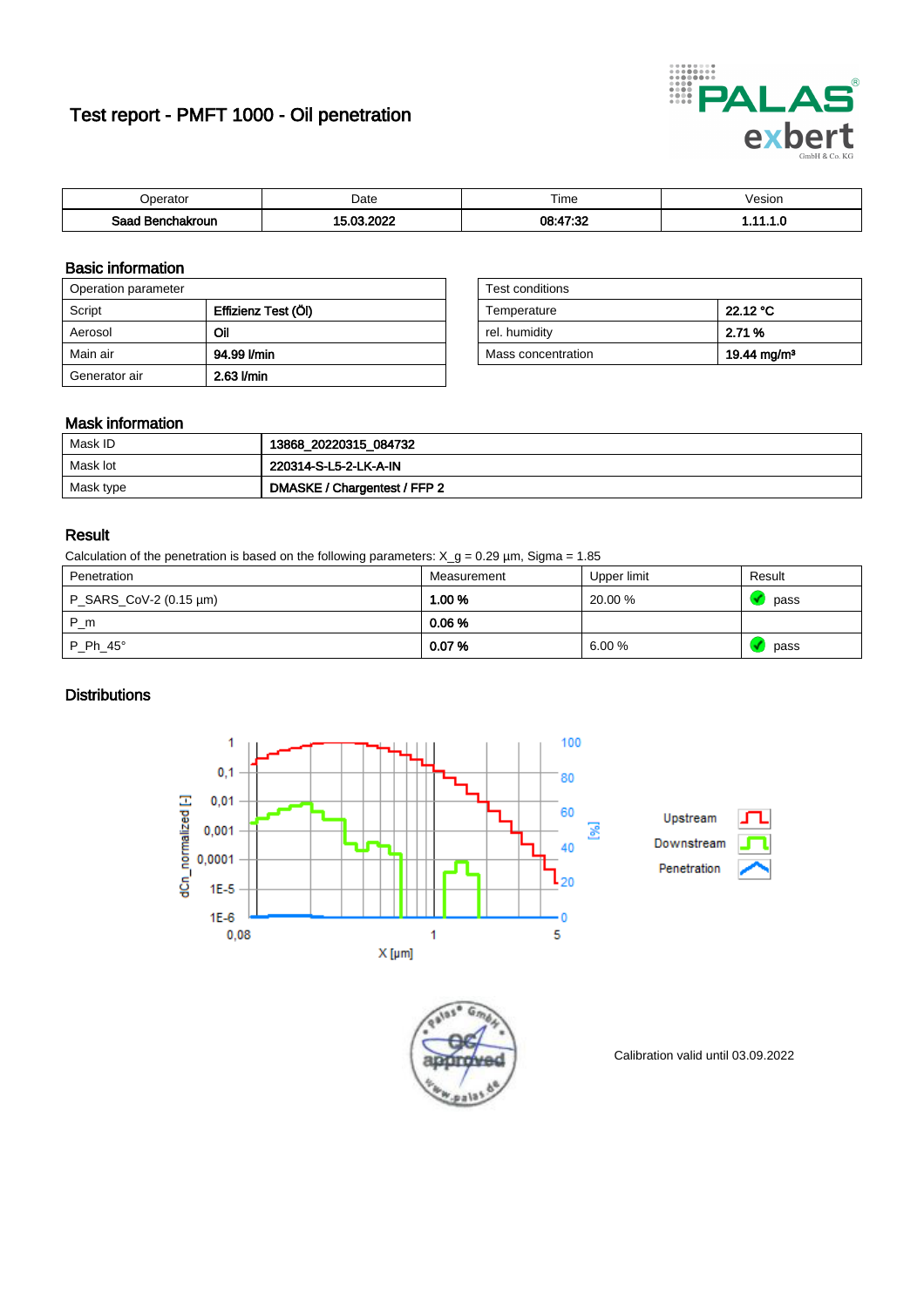# Test report - PMFT 1000 - Oil penetration

| Operator | Date | Time | Vesion |
|---|---|---|---|
| **Saad Benchakroun** | **15.03.2022** | **08:47:32** | **1.11.1.0** |

## Basic information

| Operation parameter | |
|---|---|
| Script | **Effizienz Test (Öl)** |
| Aerosol | **Oil** |
| Main air | **94.99 l/min** |
| Generator air | **2.63 l/min** |

| Test conditions | |
|---|---|
| Temperature | **22.12 °C** |
| rel. humidity | **2.71 %** |
| Mass concentration | **19.44 mg/m³** |

## Mask information

| | |
|---|---|
| Mask ID | **13868_20220315_084732** |
| Mask lot | **220314-S-L5-2-LK-A-IN** |
| Mask type | **DMASKE / Chargentest / FFP 2** |

## Result

Calculation of the penetration is based on the following parameters: X_g = 0.29 µm, Sigma = 1.85

| Penetration | Measurement | Upper limit | Result |
|---|---|---|---|
| P_SARS_CoV-2 (0.15 µm) | **1.00 %** | 20.00 % | pass |
| P_m | **0.06 %** | | |
| P_Ph_45° | **0.07 %** | 6.00 % | pass |

## Distributions

dCn_normalized [-]
1
0,1
0,01
0,001
0,0001
1E-5
1E-6
0,08
1
5
X [µm]
100
80
60
40
20
0
[%]

Upstream
Downstream
Penetration

Calibration valid until 03.09.2022